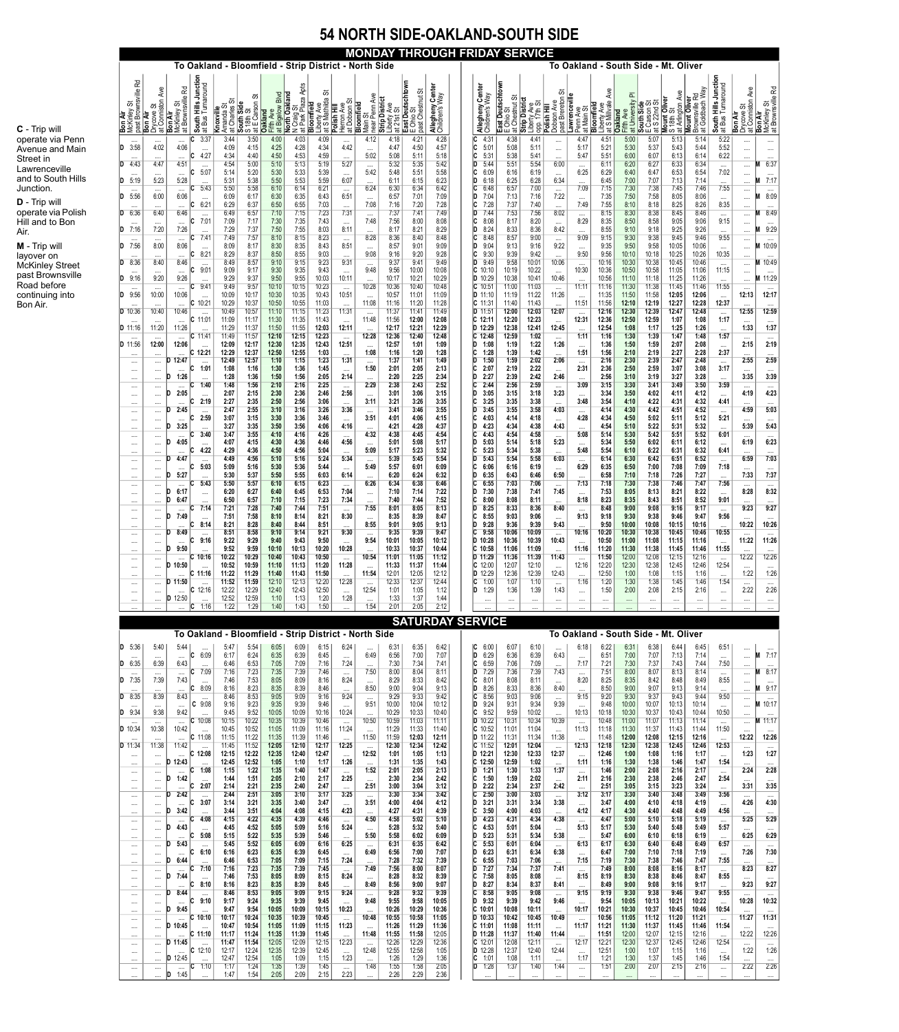# 54 NORTH SIDE-OAKLAND-SOUTH SIDE

**C** - Trip will operate via Penn Avenue and Main Street in Lawrenceville and to South Hills Junction.

**D** - Trip will operate via Polish Hill and to Bon Air.

**M** - Trip will layover on McKinley Street past Brownsville Road before continuing into Bon Air.

## MONDAY THROUGH FRIDAY SERVICE

### To Oakland - Bloomfield - Strip District - North Side

| Note | Bon Air McKinley St past Brownsville Rd | Bon Air Drycove St at Conniston Ave | Bon Air McKinley St at Brownsville Rd | South Hills Junction at Bus Turnaround | Knoxville Amanda St at Charles St | South Side S 18th St at E Carson St | Oakland Fifth Ave at Bigelow Blvd | North Oakland N Craig St at Park Plaza Apts | Bloomfield Liberty Ave at S Mathilda St | Polish Hill Herron Ave at Dobson St | Bloomfield Main St near Penn Ave | Strip District Liberty Ave at 21st St | East Deutschtown E Ohio St past Chestnut St | Allegheny Center Children's Way |
|---|---|---|---|---|---|---|---|---|---|---|---|---|---|---|
| C | .... | .... | .... | 3:37 | 3:44 | 3:50 | 4:00 | 4:03 | 4:09 | .... | 4:12 | 4:18 | 4:21 | 4:28 |
| D | 3:58 | 4:02 | 4:06 | .... | 4:09 | 4:15 | 4:25 | 4:28 | 4:34 | 4:42 | .... | 4:47 | 4:50 | 4:57 |
| C | .... | .... | .... | 4:27 | 4:34 | 4:40 | 4:50 | 4:53 | 4:59 | .... | 5:02 | 5:08 | 5:11 | 5:18 |
| D | 4:43 | 4:47 | 4:51 | .... | 4:54 | 5:00 | 5:10 | 5:13 | 5:19 | 5:27 | .... | 5:32 | 5:35 | 5:42 |
| C | .... | .... | .... | 5:07 | 5:14 | 5:20 | 5:30 | 5:33 | 5:39 | .... | 5:42 | 5:48 | 5:51 | 5:58 |
| D | 5:19 | 5:23 | 5:28 | .... | 5:31 | 5:38 | 5:50 | 5:53 | 5:59 | 6:07 | .... | 6:11 | 6:15 | 6:23 |
| C | .... | .... | .... | 5:43 | 5:50 | 5:58 | 6:10 | 6:14 | 6:21 | .... | 6:24 | 6:30 | 6:34 | 6:42 |
| D | 5:56 | 6:00 | 6:06 | .... | 6:09 | 6:17 | 6:30 | 6:35 | 6:43 | 6:51 | .... | 6:57 | 7:01 | 7:09 |
| C | .... | .... | .... | 6:21 | 6:29 | 6:37 | 6:50 | 6:55 | 7:03 | .... | 7:08 | 7:16 | 7:20 | 7:28 |
| D | 6:36 | 6:40 | 6:46 | .... | 6:49 | 6:57 | 7:10 | 7:15 | 7:23 | 7:31 | .... | 7:37 | 7:41 | 7:49 |
| C | .... | .... | .... | 7:01 | 7:09 | 7:17 | 7:30 | 7:35 | 7:43 | .... | 7:48 | 7:56 | 8:00 | 8:08 |
| D | 7:16 | 7:20 | 7:26 | .... | 7:29 | 7:37 | 7:50 | 7:55 | 8:03 | 8:11 | .... | 8:17 | 8:21 | 8:29 |
| C | .... | .... | .... | 7:41 | 7:49 | 7:57 | 8:10 | 8:15 | 8:23 | .... | 8:28 | 8:36 | 8:40 | 8:48 |
| D | 7:56 | 8:00 | 8:06 | .... | 8:09 | 8:17 | 8:30 | 8:35 | 8:43 | 8:51 | .... | 8:57 | 9:01 | 9:09 |
| C | .... | .... | .... | 8:21 | 8:29 | 8:37 | 8:50 | 8:55 | 9:03 | .... | 9:08 | 9:16 | 9:20 | 9:28 |
| D | 8:36 | 8:40 | 8:46 | .... | 8:49 | 8:57 | 9:10 | 9:15 | 9:23 | 9:31 | .... | 9:37 | 9:41 | 9:49 |
| C | .... | .... | .... | 9:01 | 9:09 | 9:17 | 9:30 | 9:35 | 9:43 | .... | 9:48 | 9:56 | 10:00 | 10:08 |
| D | 9:16 | 9:20 | 9:26 | .... | 9:29 | 9:37 | 9:50 | 9:55 | 10:03 | 10:11 | .... | 10:17 | 10:21 | 10:29 |
| C | .... | .... | .... | 9:41 | 9:49 | 9:57 | 10:10 | 10:15 | 10:23 | .... | 10:28 | 10:36 | 10:40 | 10:48 |
| D | 9:56 | 10:00 | 10:06 | .... | 10:09 | 10:17 | 10:30 | 10:35 | 10:43 | 10:51 | .... | 10:57 | 11:01 | 11:09 |
| C | .... | .... | .... | 10:21 | 10:29 | 10:37 | 10:50 | 10:55 | 11:03 | .... | 11:08 | 11:16 | 11:20 | 11:28 |
| D | 10:36 | 10:40 | 10:46 | .... | 10:49 | 10:57 | 11:10 | 11:15 | 11:23 | 11:31 | .... | 11:37 | 11:41 | 11:49 |
| C | .... | .... | .... | 11:01 | 11:09 | 11:17 | 11:30 | 11:35 | 11:43 | .... | 11:48 | 11:56 | 12:00 | 12:08 |
| D | 11:16 | 11:20 | 11:26 | .... | 11:29 | 11:37 | 11:50 | 11:55 | 12:03 | 12:11 | .... | 12:17 | 12:21 | 12:29 |
| C | .... | .... | .... | 11:41 | 11:49 | 11:57 | 12:10 | 12:15 | 12:23 | .... | 12:28 | 12:36 | 12:40 | 12:48 |
| D | 11:56 | 12:00 | 12:06 | .... | 12:09 | 12:17 | 12:30 | 12:35 | 12:43 | 12:51 | .... | 12:57 | 1:01 | 1:09 |
| C | .... | .... | .... | 12:21 | 12:29 | 12:37 | 12:50 | 12:55 | 1:03 | .... | 1:08 | 1:16 | 1:20 | 1:28 |
| D | .... | .... | 12:47 | .... | 12:49 | 12:57 | 1:10 | 1:15 | 1:23 | 1:31 | .... | 1:37 | 1:41 | 1:49 |
| C | .... | .... | .... | 1:01 | 1:08 | 1:16 | 1:30 | 1:36 | 1:45 | .... | 1:50 | 2:01 | 2:05 | 2:13 |
| D | .... | .... | 1:26 | .... | 1:28 | 1:36 | 1:50 | 1:56 | 2:05 | 2:14 | .... | 2:20 | 2:25 | 2:34 |
| C | .... | .... | .... | 1:41 | 1:48 | 1:56 | 2:10 | 2:16 | 2:25 | .... | 2:29 | 2:38 | 2:43 | 2:52 |
| D | .... | .... | 2:05 | .... | 2:07 | 2:15 | 2:30 | 2:36 | 2:46 | 2:56 | .... | 3:01 | 3:06 | 3:15 |
| C | .... | .... | .... | 2:19 | 2:27 | 2:35 | 2:50 | 2:56 | 3:06 | .... | 3:11 | 3:21 | 3:26 | 3:35 |
| D | .... | .... | 2:45 | .... | 2:47 | 2:55 | 3:10 | 3:16 | 3:26 | 3:36 | .... | 3:41 | 3:46 | 3:55 |
| C | .... | .... | .... | 2:59 | 3:07 | 3:15 | 3:30 | 3:36 | 3:46 | .... | 3:51 | 4:01 | 4:06 | 4:15 |
| D | .... | .... | 3:25 | .... | 3:27 | 3:35 | 3:50 | 3:56 | 4:06 | 4:16 | .... | 4:21 | 4:28 | 4:37 |
| C | .... | .... | .... | 3:40 | 3:47 | 3:55 | 4:10 | 4:16 | 4:26 | .... | 4:32 | 4:38 | 4:45 | 4:54 |
| D | .... | .... | 4:05 | .... | 4:07 | 4:15 | 4:30 | 4:36 | 4:46 | 4:56 | .... | 5:01 | 5:08 | 5:17 |
| C | .... | .... | .... | 4:22 | 4:29 | 4:36 | 4:50 | 4:56 | 5:04 | .... | 5:09 | 5:17 | 5:23 | 5:32 |
| D | .... | .... | 4:47 | .... | 4:49 | 4:56 | 5:10 | 5:16 | 5:24 | 5:34 | .... | 5:39 | 5:45 | 5:54 |
| C | .... | .... | .... | 5:03 | 5:09 | 5:16 | 5:30 | 5:36 | 5:44 | .... | 5:49 | 5:57 | 6:01 | 6:09 |
| D | .... | .... | 5:27 | .... | 5:30 | 5:37 | 5:50 | 5:55 | 6:03 | 6:14 | .... | 6:20 | 6:24 | 6:32 |
| C | .... | .... | .... | 5:43 | 5:50 | 5:57 | 6:10 | 6:15 | 6:23 | .... | 6:26 | 6:34 | 6:38 | 6:46 |
| D | .... | .... | 6:17 | .... | 6:20 | 6:27 | 6:40 | 6:45 | 6:53 | 7:04 | .... | 7:10 | 7:14 | 7:22 |
| D | .... | .... | 6:47 | .... | 6:50 | 6:57 | 7:10 | 7:15 | 7:23 | 7:34 | .... | 7:40 | 7:44 | 7:52 |
| C | .... | .... | .... | 7:14 | 7:21 | 7:28 | 7:40 | 7:44 | 7:51 | .... | 7:55 | 8:01 | 8:05 | 8:13 |
| D | .... | .... | 7:49 | .... | 7:51 | 7:58 | 8:10 | 8:14 | 8:21 | 8:30 | .... | 8:35 | 8:39 | 8:47 |
| C | .... | .... | .... | 8:14 | 8:21 | 8:28 | 8:40 | 8:44 | 8:51 | .... | 8:55 | 9:01 | 9:05 | 9:13 |
| D | .... | .... | 8:49 | .... | 8:51 | 8:58 | 9:10 | 9:14 | 9:21 | 9:30 | .... | 9:35 | 9:39 | 9:47 |
| C | .... | .... | .... | 9:16 | 9:22 | 9:29 | 9:40 | 9:43 | 9:50 | .... | 9:54 | 10:01 | 10:05 | 10:12 |
| D | .... | .... | 9:50 | .... | 9:52 | 9:59 | 10:10 | 10:13 | 10:20 | 10:28 | .... | 10:33 | 10:37 | 10:44 |
| C | .... | .... | .... | 10:16 | 10:22 | 10:29 | 10:40 | 10:43 | 10:50 | .... | 10:54 | 11:01 | 11:05 | 11:12 |
| D | .... | .... | 10:50 | .... | 10:52 | 10:59 | 11:10 | 11:13 | 11:20 | 11:28 | .... | 11:33 | 11:37 | 11:44 |
| C | .... | .... | .... | 11:16 | 11:22 | 11:29 | 11:40 | 11:43 | 11:50 | .... | 11:54 | 12:01 | 12:05 | 12:12 |
| D | .... | .... | 11:50 | .... | 11:52 | 11:59 | 12:10 | 12:13 | 12:20 | 12:28 | .... | 12:33 | 12:37 | 12:44 |
| C | .... | .... | .... | 12:16 | 12:22 | 12:29 | 12:40 | 12:43 | 12:50 | .... | 12:54 | 1:01 | 1:05 | 1:12 |
| D | .... | .... | 12:50 | .... | 12:52 | 12:59 | 1:10 | 1:13 | 1:20 | 1:28 | .... | 1:33 | 1:37 | 1:44 |
| C | .... | .... | .... | 1:16 | 1:22 | 1:29 | 1:40 | 1:43 | 1:50 | .... | 1:54 | 2:01 | 2:05 | 2:12 |

### To Oakland - South Side - Mt. Oliver

| Note | Allegheny Center Children's Way | East Deutschtown E Ohio St at Chestnut St | Strip District Liberty Ave at 21st St | Polish Hill Dobson Ave past Brereton St | Lawrenceville Penn Ave at Main St | Bloomfield Liberty Ave at S Millvale Ave | Oakland Fifth Ave at University Pl | South Side E Carson St at S 22nd St | Mount Oliver S 18th St at Arlington Ave | Mount Oliver Brownsville Rd at Goldbach Way | South Hills Junction at Bus Turnaround | Bon Air Drycove St at Conniston Ave | Note | Bon Air McKinley St at Brownsville Rd |
|---|---|---|---|---|---|---|---|---|---|---|---|---|---|---|
| C | 4:31 | 4:38 | 4:41 | .... | 4:47 | 4:51 | 5:00 | 5:07 | 5:13 | 5:14 | 5:22 | .... | | .... |
| C | 5:01 | 5:08 | 5:11 | .... | 5:17 | 5:21 | 5:30 | 5:37 | 5:43 | 5:44 | 5:52 | .... | | .... |
| C | 5:31 | 5:38 | 5:41 | .... | 5:47 | 5:51 | 6:00 | 6:07 | 6:13 | 6:14 | 6:22 | .... | | .... |
| D | 5:44 | 5:51 | 5:54 | 6:00 | .... | 6:11 | 6:20 | 6:27 | 6:33 | 6:34 | .... | .... | M | 6:37 |
| C | 6:09 | 6:16 | 6:19 | .... | 6:25 | 6:29 | 6:40 | 6:47 | 6:53 | 6:54 | 7:02 | .... | | .... |
| D | 6:18 | 6:25 | 6:28 | 6:34 | .... | 6:45 | 7:00 | 7:07 | 7:13 | 7:14 | .... | .... | M | 7:17 |
| C | 6:48 | 6:57 | 7:00 | .... | 7:09 | 7:15 | 7:30 | 7:38 | 7:45 | 7:46 | 7:55 | .... | | .... |
| D | 7:04 | 7:13 | 7:16 | 7:22 | .... | 7:35 | 7:50 | 7:58 | 8:05 | 8:06 | .... | .... | M | 8:09 |
| C | 7:28 | 7:37 | 7:40 | .... | 7:49 | 7:55 | 8:10 | 8:18 | 8:25 | 8:26 | 8:35 | .... | | .... |
| D | 7:44 | 7:53 | 7:56 | 8:02 | .... | 8:15 | 8:30 | 8:38 | 8:45 | 8:46 | .... | .... | M | 8:49 |
| C | 8:08 | 8:17 | 8:20 | .... | 8:29 | 8:35 | 8:50 | 8:58 | 9:05 | 9:06 | 9:15 | .... | | .... |
| D | 8:24 | 8:33 | 8:36 | 8:42 | .... | 8:55 | 9:10 | 9:18 | 9:25 | 9:26 | .... | .... | M | 9:29 |
| C | 8:48 | 8:57 | 9:00 | .... | 9:09 | 9:15 | 9:30 | 9:38 | 9:45 | 9:46 | 9:55 | .... | | .... |
| D | 9:04 | 9:13 | 9:16 | 9:22 | .... | 9:35 | 9:50 | 9:58 | 10:05 | 10:06 | .... | .... | M | 10:09 |
| C | 9:30 | 9:39 | 9:42 | .... | 9:50 | 9:56 | 10:10 | 10:18 | 10:25 | 10:26 | 10:35 | .... | | .... |
| D | 9:49 | 9:58 | 10:01 | 10:06 | .... | 10:16 | 10:30 | 10:38 | 10:45 | 10:46 | .... | .... | M | 10:49 |
| C | 10:10 | 10:19 | 10:22 | .... | 10:30 | 10:36 | 10:50 | 10:58 | 11:05 | 11:06 | 11:15 | .... | | .... |
| D | 10:29 | 10:38 | 10:41 | 10:46 | .... | 10:56 | 11:10 | 11:18 | 11:25 | 11:26 | .... | .... | M | 11:29 |
| C | 10:51 | 11:00 | 11:03 | .... | 11:11 | 11:16 | 11:30 | 11:38 | 11:45 | 11:46 | 11:55 | .... | | .... |
| D | 11:10 | 11:19 | 11:22 | 11:26 | .... | 11:35 | 11:50 | 11:58 | 12:05 | 12:06 | .... | 12:13 | | 12:17 |
| C | 11:31 | 11:40 | 11:43 | .... | 11:51 | 11:56 | 12:10 | 12:19 | 12:27 | 12:28 | 12:37 | .... | | .... |
| D | 11:51 | 12:00 | 12:03 | 12:07 | .... | 12:16 | 12:30 | 12:39 | 12:47 | 12:48 | .... | 12:55 | | 12:59 |
| C | 12:11 | 12:20 | 12:23 | .... | 12:31 | 12:36 | 12:50 | 12:59 | 1:07 | 1:08 | 1:17 | .... | | .... |
| D | 12:29 | 12:38 | 12:41 | 12:45 | .... | 12:54 | 1:08 | 1:17 | 1:25 | 1:26 | .... | 1:33 | | 1:37 |
| C | 12:48 | 12:59 | 1:02 | .... | 1:11 | 1:16 | 1:30 | 1:39 | 1:47 | 1:48 | 1:57 | .... | | .... |
| D | 1:08 | 1:19 | 1:22 | 1:26 | .... | 1:36 | 1:50 | 1:59 | 2:07 | 2:08 | .... | 2:15 | | 2:19 |
| C | 1:28 | 1:39 | 1:42 | .... | 1:51 | 1:56 | 2:10 | 2:19 | 2:27 | 2:28 | 2:37 | .... | | .... |
| D | 1:50 | 1:59 | 2:02 | 2:06 | .... | 2:16 | 2:30 | 2:39 | 2:47 | 2:48 | .... | 2:55 | | 2:59 |
| C | 2:07 | 2:19 | 2:22 | .... | 2:31 | 2:36 | 2:50 | 2:59 | 3:07 | 3:08 | 3:17 | .... | | .... |
| D | 2:27 | 2:39 | 2:42 | 2:46 | .... | 2:56 | 3:10 | 3:19 | 3:27 | 3:28 | .... | 3:35 | | 3:39 |
| C | 2:44 | 2:56 | 2:59 | .... | 3:09 | 3:15 | 3:30 | 3:41 | 3:49 | 3:50 | 3:59 | .... | | .... |
| D | 3:05 | 3:15 | 3:18 | 3:23 | .... | 3:34 | 3:50 | 4:02 | 4:11 | 4:12 | .... | 4:19 | | 4:23 |
| C | 3:25 | 3:35 | 3:38 | .... | 3:48 | 3:54 | 4:10 | 4:22 | 4:31 | 4:32 | 4:41 | .... | | .... |
| D | 3:45 | 3:55 | 3:58 | 4:03 | .... | 4:14 | 4:30 | 4:42 | 4:51 | 4:52 | .... | 4:59 | | 5:03 |
| C | 4:03 | 4:14 | 4:18 | .... | 4:28 | 4:34 | 4:50 | 5:02 | 5:11 | 5:12 | 5:21 | .... | | .... |
| D | 4:23 | 4:34 | 4:38 | 4:43 | .... | 4:54 | 5:10 | 5:22 | 5:31 | 5:32 | .... | 5:39 | | 5:43 |
| C | 4:43 | 4:54 | 4:58 | .... | 5:08 | 5:14 | 5:30 | 5:42 | 5:51 | 5:52 | 6:01 | .... | | .... |
| D | 5:03 | 5:14 | 5:18 | 5:23 | .... | 5:34 | 5:50 | 6:02 | 6:11 | 6:12 | .... | 6:19 | | 6:23 |
| C | 5:23 | 5:34 | 5:38 | .... | 5:48 | 5:54 | 6:10 | 6:22 | 6:31 | 6:32 | 6:41 | .... | | .... |
| D | 5:43 | 5:54 | 5:58 | 6:03 | .... | 6:14 | 6:30 | 6:42 | 6:51 | 6:52 | .... | 6:59 | | 7:03 |
| C | 6:06 | 6:16 | 6:19 | .... | 6:29 | 6:35 | 6:50 | 7:00 | 7:08 | 7:09 | 7:18 | .... | | .... |
| D | 6:35 | 6:43 | 6:46 | 6:50 | .... | 6:58 | 7:10 | 7:18 | 7:26 | 7:27 | .... | 7:33 | | 7:37 |
| C | 6:55 | 7:03 | 7:06 | .... | 7:13 | 7:18 | 7:30 | 7:38 | 7:46 | 7:47 | 7:56 | .... | | .... |
| D | 7:30 | 7:38 | 7:41 | 7:45 | .... | 7:53 | 8:05 | 8:13 | 8:21 | 8:22 | .... | 8:28 | | 8:32 |
| C | 8:00 | 8:08 | 8:11 | .... | 8:18 | 8:23 | 8:35 | 8:43 | 8:51 | 8:52 | 9:01 | .... | | .... |
| D | 8:25 | 8:33 | 8:36 | 8:40 | .... | 8:48 | 9:00 | 9:08 | 9:16 | 9:17 | .... | 9:23 | | 9:27 |
| C | 8:55 | 9:03 | 9:06 | .... | 9:13 | 9:18 | 9:30 | 9:38 | 9:46 | 9:47 | 9:56 | .... | | .... |
| D | 9:28 | 9:36 | 9:39 | 9:43 | .... | 9:50 | 10:00 | 10:08 | 10:15 | 10:16 | .... | 10:22 | | 10:26 |
| C | 9:58 | 10:06 | 10:09 | .... | 10:16 | 10:20 | 10:30 | 10:38 | 10:45 | 10:46 | 10:55 | .... | | .... |
| D | 10:28 | 10:36 | 10:39 | 10:43 | .... | 10:50 | 11:00 | 11:08 | 11:15 | 11:16 | .... | 11:22 | | 11:26 |
| C | 10:58 | 11:06 | 11:09 | .... | 11:16 | 11:20 | 11:30 | 11:38 | 11:45 | 11:46 | 11:55 | .... | | .... |
| D | 11:29 | 11:36 | 11:39 | 11:43 | .... | 11:50 | 12:00 | 12:08 | 12:15 | 12:16 | .... | 12:22 | | 12:26 |
| C | 12:00 | 12:07 | 12:10 | .... | 12:16 | 12:20 | 12:30 | 12:38 | 12:45 | 12:46 | 12:54 | .... | | .... |
| D | 12:29 | 12:36 | 12:39 | 12:43 | .... | 12:50 | 1:00 | 1:08 | 1:15 | 1:16 | .... | 1:22 | | 1:26 |
| C | 1:00 | 1:07 | 1:10 | .... | 1:16 | 1:20 | 1:30 | 1:38 | 1:45 | 1:46 | 1:54 | .... | | .... |
| D | 1:29 | 1:36 | 1:39 | 1:43 | .... | 1:50 | 2:00 | 2:08 | 2:15 | 2:16 | .... | 2:22 | | 2:26 |

## SATURDAY SERVICE

### To Oakland - Bloomfield - Strip District - North Side

| Note | Bon Air McKinley St past Brownsville Rd | Bon Air Drycove St at Conniston Ave | Bon Air McKinley St at Brownsville Rd | South Hills Junction at Bus Turnaround | Knoxville Amanda St at Charles St | South Side S 18th St at E Carson St | Oakland Fifth Ave at Bigelow Blvd | North Oakland N Craig St at Park Plaza Apts | Bloomfield Liberty Ave at S Mathilda St | Polish Hill Herron Ave at Dobson St | Bloomfield Main St near Penn Ave | Strip District Liberty Ave at 21st St | East Deutschtown E Ohio St past Chestnut St | Allegheny Center Children's Way |
|---|---|---|---|---|---|---|---|---|---|---|---|---|---|---|
| D | 5:36 | 5:40 | 5:44 | .... | 5:47 | 5:54 | 6:05 | 6:09 | 6:15 | 6:24 | .... | 6:31 | 6:35 | 6:42 |
| C | .... | .... | .... | 6:09 | 6:17 | 6:24 | 6:35 | 6:39 | 6:45 | .... | 6:49 | 6:56 | 7:00 | 7:07 |
| D | 6:35 | 6:39 | 6:43 | .... | 6:46 | 6:53 | 7:05 | 7:09 | 7:16 | 7:24 | .... | 7:30 | 7:34 | 7:41 |
| C | .... | .... | .... | 7:09 | 7:16 | 7:23 | 7:35 | 7:39 | 7:46 | .... | 7:50 | 8:00 | 8:04 | 8:11 |
| D | 7:35 | 7:39 | 7:43 | .... | 7:46 | 7:53 | 8:05 | 8:09 | 8:16 | 8:24 | .... | 8:29 | 8:33 | 8:42 |
| C | .... | .... | .... | 8:09 | 8:16 | 8:23 | 8:35 | 8:39 | 8:46 | .... | 8:50 | 9:00 | 9:04 | 9:13 |
| D | 8:35 | 8:39 | 8:43 | .... | 8:46 | 8:53 | 9:05 | 9:09 | 9:16 | 9:24 | .... | 9:29 | 9:33 | 9:42 |
| C | .... | .... | .... | 9:08 | 9:16 | 9:23 | 9:35 | 9:39 | 9:46 | .... | 9:51 | 10:00 | 10:04 | 10:12 |
| D | 9:34 | 9:38 | 9:42 | .... | 9:45 | 9:52 | 10:05 | 10:09 | 10:16 | 10:24 | .... | 10:29 | 10:33 | 10:40 |
| C | .... | .... | .... | 10:08 | 10:15 | 10:22 | 10:35 | 10:39 | 10:46 | .... | 10:50 | 10:59 | 11:03 | 11:11 |
| D | 10:34 | 10:38 | 10:42 | .... | 10:45 | 10:52 | 11:05 | 11:09 | 11:16 | 11:24 | .... | 11:29 | 11:33 | 11:40 |
| C | .... | .... | .... | 11:08 | 11:15 | 11:22 | 11:35 | 11:39 | 11:46 | .... | 11:50 | 11:59 | 12:03 | 12:11 |
| D | 11:34 | 11:38 | 11:42 | .... | 11:45 | 11:52 | 12:05 | 12:10 | 12:17 | 12:25 | .... | 12:30 | 12:34 | 12:42 |
| C | .... | .... | .... | 12:08 | 12:15 | 12:22 | 12:35 | 12:40 | 12:47 | .... | 12:52 | 1:01 | 1:05 | 1:13 |
| D | .... | .... | 12:43 | .... | 12:45 | 12:52 | 1:05 | 1:10 | 1:17 | 1:26 | .... | 1:31 | 1:35 | 1:43 |
| C | .... | .... | .... | 1:08 | 1:15 | 1:22 | 1:35 | 1:40 | 1:47 | .... | 1:52 | 2:01 | 2:05 | 2:13 |
| D | .... | .... | 1:42 | .... | 1:44 | 1:51 | 2:05 | 2:10 | 2:17 | 2:25 | .... | 2:30 | 2:34 | 2:42 |
| C | .... | .... | .... | 2:07 | 2:14 | 2:21 | 2:35 | 2:40 | 2:47 | .... | 2:51 | 3:00 | 3:04 | 3:12 |
| D | .... | .... | 2:42 | .... | 2:44 | 2:51 | 3:05 | 3:10 | 3:17 | 3:25 | .... | 3:30 | 3:34 | 3:42 |
| C | .... | .... | .... | 3:07 | 3:14 | 3:21 | 3:35 | 3:40 | 3:47 | .... | 3:51 | 4:00 | 4:04 | 4:12 |
| D | .... | .... | 3:42 | .... | 3:44 | 3:51 | 4:04 | 4:08 | 4:15 | 4:23 | .... | 4:27 | 4:31 | 4:39 |
| C | .... | .... | .... | 4:08 | 4:15 | 4:22 | 4:35 | 4:39 | 4:46 | .... | 4:50 | 4:58 | 5:02 | 5:10 |
| D | .... | .... | 4:43 | .... | 4:45 | 4:52 | 5:05 | 5:09 | 5:16 | 5:24 | .... | 5:28 | 5:32 | 5:40 |
| C | .... | .... | .... | 5:08 | 5:15 | 5:22 | 5:35 | 5:39 | 5:46 | .... | 5:50 | 5:58 | 6:02 | 6:09 |
| D | .... | .... | 5:43 | .... | 5:45 | 5:52 | 6:05 | 6:09 | 6:16 | 6:25 | .... | 6:31 | 6:35 | 6:42 |
| C | .... | .... | .... | 6:10 | 6:16 | 6:23 | 6:35 | 6:39 | 6:45 | .... | 6:49 | 6:56 | 7:00 | 7:07 |
| D | .... | .... | 6:44 | .... | 6:46 | 6:53 | 7:05 | 7:09 | 7:15 | 7:24 | .... | 7:28 | 7:32 | 7:39 |
| C | .... | .... | .... | 7:10 | 7:16 | 7:23 | 7:35 | 7:39 | 7:45 | .... | 7:49 | 7:56 | 8:00 | 8:07 |
| D | .... | .... | 7:44 | .... | 7:46 | 7:53 | 8:05 | 8:09 | 8:15 | 8:24 | .... | 8:28 | 8:32 | 8:39 |
| C | .... | .... | .... | 8:10 | 8:16 | 8:23 | 8:35 | 8:39 | 8:45 | .... | 8:49 | 8:56 | 9:00 | 9:07 |
| D | .... | .... | 8:44 | .... | 8:46 | 8:53 | 9:05 | 9:09 | 9:15 | 9:24 | .... | 9:28 | 9:32 | 9:39 |
| C | .... | .... | .... | 9:10 | 9:17 | 9:24 | 9:35 | 9:39 | 9:44 | .... | 9:48 | 9:55 | 9:58 | 10:05 |
| D | .... | .... | 9:45 | .... | 9:47 | 9:54 | 10:05 | 10:09 | 10:15 | 10:23 | .... | 10:26 | 10:29 | 10:36 |
| C | .... | .... | .... | 10:10 | 10:17 | 10:24 | 10:35 | 10:39 | 10:45 | .... | 10:48 | 10:55 | 10:58 | 11:05 |
| D | .... | .... | 10:45 | .... | 10:47 | 10:54 | 11:05 | 11:09 | 11:15 | 11:23 | .... | 11:26 | 11:29 | 11:36 |
| C | .... | .... | .... | 11:10 | 11:17 | 11:24 | 11:35 | 11:39 | 11:45 | .... | 11:48 | 11:55 | 11:58 | 12:05 |
| D | .... | .... | 11:45 | .... | 11:47 | 11:54 | 12:05 | 12:09 | 12:15 | 12:23 | .... | 12:26 | 12:29 | 12:36 |
| C | .... | .... | .... | 12:10 | 12:17 | 12:24 | 12:35 | 12:39 | 12:45 | .... | 12:48 | 12:55 | 12:58 | 1:05 |
| D | .... | .... | 12:45 | .... | 12:47 | 12:54 | 1:05 | 1:09 | 1:15 | 1:23 | .... | 1:26 | 1:29 | 1:36 |
| C | .... | .... | .... | 1:10 | 1:17 | 1:24 | 1:35 | 1:39 | 1:45 | .... | 1:48 | 1:55 | 1:58 | 2:05 |
| D | .... | .... | 1:45 | .... | 1:47 | 1:54 | 2:05 | 2:09 | 2:15 | 2:23 | .... | 2:26 | 2:29 | 2:36 |

### To Oakland - South Side - Mt. Oliver

| Note | Allegheny Center Children's Way | East Deutschtown E Ohio St at Chestnut St | Strip District Liberty Ave at 21st St | Polish Hill Dobson Ave past Brereton St | Lawrenceville Penn Ave at Main St | Bloomfield Liberty Ave at S Millvale Ave | Oakland Fifth Ave at University Pl | South Side E Carson St at S 22nd St | Mount Oliver S 18th St at Arlington Ave | Mount Oliver Brownsville Rd at Goldbach Way | South Hills Junction at Bus Turnaround | Bon Air Drycove St at Conniston Ave | Note | Bon Air McKinley St at Brownsville Rd |
|---|---|---|---|---|---|---|---|---|---|---|---|---|---|---|
| C | 6:00 | 6:07 | 6:10 | .... | 6:18 | 6:22 | 6:31 | 6:38 | 6:44 | 6:45 | 6:51 | .... | | .... |
| D | 6:29 | 6:36 | 6:39 | 6:43 | .... | 6:51 | 7:00 | 7:07 | 7:13 | 7:14 | .... | .... | M | 7:17 |
| C | 6:59 | 7:06 | 7:09 | .... | 7:17 | 7:21 | 7:30 | 7:37 | 7:43 | 7:44 | 7:50 | .... | | .... |
| D | 7:29 | 7:36 | 7:39 | 7:43 | .... | 7:51 | 8:00 | 8:07 | 8:13 | 8:14 | .... | .... | M | 8:17 |
| C | 8:01 | 8:08 | 8:11 | .... | 8:20 | 8:25 | 8:35 | 8:42 | 8:48 | 8:49 | 8:55 | .... | | .... |
| D | 8:26 | 8:33 | 8:36 | 8:40 | .... | 8:50 | 9:00 | 9:07 | 9:13 | 9:14 | .... | .... | M | 9:17 |
| C | 8:56 | 9:03 | 9:06 | .... | 9:15 | 9:20 | 9:30 | 9:37 | 9:43 | 9:44 | 9:50 | .... | | .... |
| D | 9:24 | 9:31 | 9:34 | 9:39 | .... | 9:48 | 10:00 | 10:07 | 10:13 | 10:14 | .... | .... | M | 10:17 |
| C | 9:52 | 9:59 | 10:02 | .... | 10:13 | 10:18 | 10:30 | 10:37 | 10:43 | 10:44 | 10:50 | .... | | .... |
| D | 10:22 | 10:31 | 10:34 | 10:39 | .... | 10:48 | 11:00 | 11:07 | 11:13 | 11:14 | .... | .... | M | 11:17 |
| C | 10:52 | 11:01 | 11:04 | .... | 11:13 | 11:18 | 11:30 | 11:37 | 11:43 | 11:44 | 11:50 | .... | | .... |
| D | 11:22 | 11:31 | 11:34 | 11:38 | .... | 11:48 | 12:00 | 12:08 | 12:15 | 12:16 | .... | 12:22 | | 12:26 |
| C | 11:52 | 12:01 | 12:04 | .... | 12:13 | 12:18 | 12:30 | 12:38 | 12:45 | 12:46 | 12:53 | .... | | .... |
| D | 12:21 | 12:30 | 12:33 | 12:37 | .... | 12:46 | 1:00 | 1:08 | 1:16 | 1:17 | .... | 1:23 | | 1:27 |
| C | 12:50 | 12:59 | 1:02 | .... | 1:11 | 1:16 | 1:30 | 1:38 | 1:46 | 1:47 | 1:54 | .... | | .... |
| D | 1:21 | 1:30 | 1:33 | 1:37 | .... | 1:46 | 2:00 | 2:08 | 2:16 | 2:17 | .... | 2:24 | | 2:28 |
| C | 1:50 | 1:59 | 2:02 | .... | 2:11 | 2:16 | 2:30 | 2:38 | 2:46 | 2:47 | 2:54 | .... | | .... |
| D | 2:22 | 2:34 | 2:37 | 2:42 | .... | 2:51 | 3:05 | 3:15 | 3:23 | 3:24 | .... | 3:31 | | 3:35 |
| C | 2:50 | 3:00 | 3:03 | .... | 3:12 | 3:17 | 3:30 | 3:40 | 3:48 | 3:49 | 3:56 | .... | | .... |
| D | 3:21 | 3:31 | 3:34 | 3:38 | .... | 3:47 | 4:00 | 4:10 | 4:18 | 4:19 | .... | 4:26 | | 4:30 |
| C | 3:50 | 4:00 | 4:03 | .... | 4:12 | 4:17 | 4:30 | 4:40 | 4:48 | 4:49 | 4:56 | .... | | .... |
| D | 4:23 | 4:31 | 4:34 | 4:38 | .... | 4:47 | 5:00 | 5:10 | 5:18 | 5:19 | .... | 5:25 | | 5:29 |
| C | 4:53 | 5:01 | 5:04 | .... | 5:13 | 5:17 | 5:30 | 5:40 | 5:48 | 5:49 | 5:57 | .... | | .... |
| D | 5:23 | 5:31 | 5:34 | 5:38 | .... | 5:47 | 6:00 | 6:10 | 6:18 | 6:19 | .... | 6:25 | | 6:29 |
| C | 5:53 | 6:01 | 6:04 | .... | 6:13 | 6:17 | 6:30 | 6:40 | 6:48 | 6:49 | 6:57 | .... | | .... |
| D | 6:23 | 6:31 | 6:34 | 6:38 | .... | 6:47 | 7:00 | 7:10 | 7:18 | 7:19 | .... | 7:26 | | 7:30 |
| C | 6:55 | 7:03 | 7:06 | .... | 7:15 | 7:19 | 7:30 | 7:38 | 7:46 | 7:47 | 7:55 | .... | | .... |
| D | 7:27 | 7:34 | 7:37 | 7:41 | .... | 7:49 | 8:00 | 8:08 | 8:16 | 8:17 | .... | 8:23 | | 8:27 |
| C | 7:58 | 8:05 | 8:08 | .... | 8:15 | 8:19 | 8:30 | 8:38 | 8:46 | 8:47 | 8:55 | .... | | .... |
| D | 8:27 | 8:34 | 8:37 | 8:41 | .... | 8:49 | 9:00 | 9:08 | 9:16 | 9:17 | .... | 9:23 | | 9:27 |
| C | 8:58 | 9:05 | 9:08 | .... | 9:15 | 9:19 | 9:30 | 9:38 | 9:46 | 9:47 | 9:55 | .... | | .... |
| D | 9:32 | 9:39 | 9:42 | 9:46 | .... | 9:54 | 10:05 | 10:13 | 10:21 | 10:22 | .... | 10:28 | | 10:32 |
| C | 10:01 | 10:08 | 10:11 | .... | 10:17 | 10:21 | 10:30 | 10:37 | 10:45 | 10:46 | 10:54 | .... | | .... |
| D | 10:33 | 10:42 | 10:45 | 10:49 | .... | 10:56 | 11:05 | 11:12 | 11:20 | 11:21 | .... | 11:27 | | 11:31 |
| C | 11:01 | 11:08 | 11:11 | .... | 11:17 | 11:21 | 11:30 | 11:37 | 11:45 | 11:46 | 11:54 | .... | | .... |
| D | 11:28 | 11:37 | 11:40 | 11:44 | .... | 11:51 | 12:00 | 12:07 | 12:15 | 12:16 | .... | 12:22 | | 12:26 |
| C | 12:01 | 12:08 | 12:11 | .... | 12:17 | 12:21 | 12:30 | 12:37 | 12:45 | 12:46 | 12:54 | .... | | .... |
| D | 12:28 | 12:37 | 12:40 | 12:44 | .... | 12:51 | 1:00 | 1:07 | 1:15 | 1:16 | .... | 1:22 | | 1:26 |
| C | 1:01 | 1:08 | 1:11 | .... | 1:17 | 1:21 | 1:30 | 1:37 | 1:45 | 1:46 | 1:54 | .... | | .... |
| D | 1:28 | 1:37 | 1:40 | 1:44 | .... | 1:51 | 2:00 | 2:07 | 2:15 | 2:16 | .... | 2:22 | | 2:26 |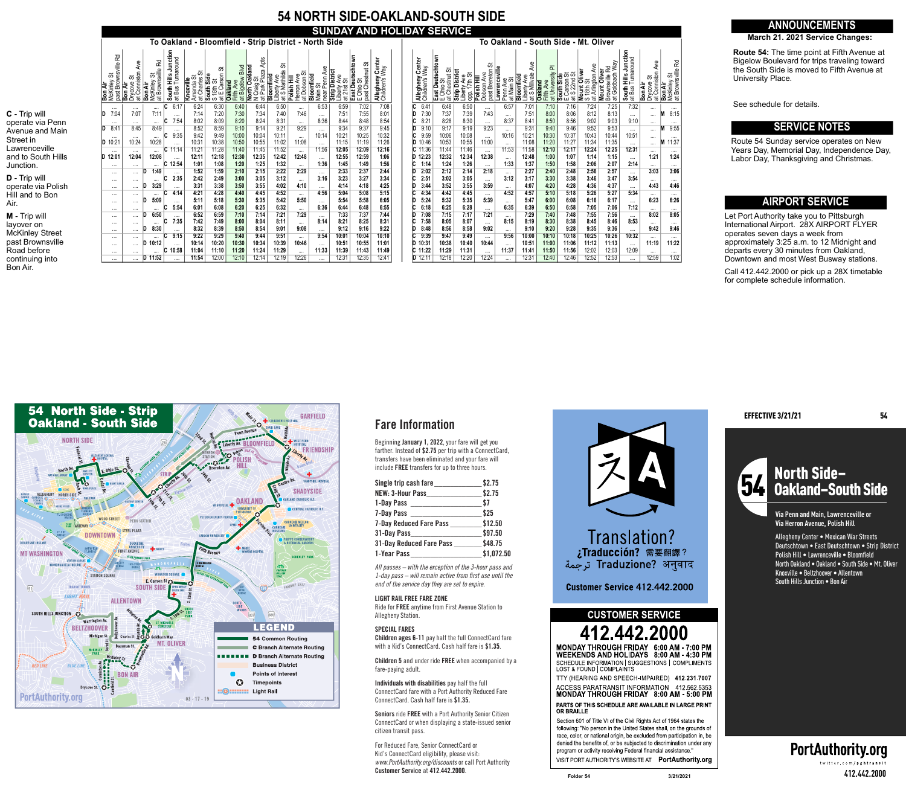# 54 NORTH SIDE-OAKLAND-SOUTH SIDE

## SUNDAY AND HOLIDAY SERVICE

### To Oakland - Bloomfield - Strip District - North Side

| Bon Air McKinley St past Brownsville Rd | Bon Air Drycove St at Conniston Ave | Bon Air McKinley St at Brownsville Rd | South Hills Junction at Bus Turnaround | Knoxville Amanda St at Charles St | South Side S 18th St at E Carson St | Oakland Fifth Ave at Bigelow Blvd | North Oakland N Craig St at Park Plaza Apts | Bloomfield Liberty Ave at S Mathilda St | Polish Hill Herron Ave at Dobson St | Bloomfield Main St near Penn Ave | Strip District Liberty Ave at 21st St | East Deutschtown E Ohio St past Chestnut St | Allegheny Center Children's Way |
|---|---|---|---|---|---|---|---|---|---|---|---|---|---|
| .... | .... | .... | C 6:17 | 6:24 | 6:30 | 6:40 | 6:44 | 6:50 | .... | 6:53 | 6:59 | 7:02 | 7:08 |
| D 7:04 | 7:07 | 7:11 | .... | 7:14 | 7:20 | 7:30 | 7:34 | 7:40 | 7:46 | .... | 7:51 | 7:55 | 8:01 |
| .... | .... | .... | C 7:54 | 8:02 | 8:09 | 8:20 | 8:24 | 8:31 | .... | 8:36 | 8:44 | 8:48 | 8:54 |
| D 8:41 | 8:45 | 8:49 | .... | 8:52 | 8:59 | 9:10 | 9:14 | 9:21 | 9:29 | .... | 9:34 | 9:37 | 9:45 |
| .... | .... | .... | C 9:35 | 9:42 | 9:49 | 10:00 | 10:04 | 10:11 | .... | 10:14 | 10:21 | 10:25 | 10:32 |
| D 10:21 | 10:24 | 10:28 | .... | 10:31 | 10:38 | 10:50 | 10:55 | 11:02 | 11:08 | .... | 11:15 | 11:19 | 11:26 |
| .... | .... | .... | C 11:14 | 11:21 | 11:28 | 11:40 | 11:45 | 11:52 | .... | 11:56 | 12:05 | 12:09 | 12:16 |
| D 12:01 | 12:04 | 12:08 | .... | 12:11 | 12:18 | 12:30 | 12:35 | 12:42 | 12:48 | .... | 12:55 | 12:59 | 1:06 |
| .... | .... | .... | C 12:54 | 1:01 | 1:08 | 1:20 | 1:25 | 1:32 | .... | 1:36 | 1:45 | 1:49 | 1:56 |
| .... | .... | D 1:49 | .... | 1:52 | 1:59 | 2:10 | 2:15 | 2:22 | 2:29 | .... | 2:33 | 2:37 | 2:44 |
| .... | .... | .... | C 2:35 | 2:42 | 2:49 | 3:00 | 3:05 | 3:12 | .... | 3:16 | 3:23 | 3:27 | 3:34 |
| .... | .... | D 3:29 | .... | 3:31 | 3:38 | 3:50 | 3:55 | 4:02 | 4:10 | .... | 4:14 | 4:18 | 4:25 |
| .... | .... | .... | C 4:14 | 4:21 | 4:28 | 4:40 | 4:45 | 4:52 | .... | 4:56 | 5:04 | 5:08 | 5:15 |
| .... | .... | D 5:09 | .... | 5:11 | 5:18 | 5:30 | 5:35 | 5:42 | 5:50 | .... | 5:54 | 5:58 | 6:05 |
| .... | .... | .... | C 5:54 | 6:01 | 6:08 | 6:20 | 6:25 | 6:32 | .... | 6:36 | 6:44 | 6:48 | 6:55 |
| .... | .... | D 6:50 | .... | 6:52 | 6:59 | 7:10 | 7:14 | 7:21 | 7:29 | .... | 7:33 | 7:37 | 7:44 |
| .... | .... | .... | C 7:35 | 7:42 | 7:49 | 8:00 | 8:04 | 8:11 | .... | 8:14 | 8:21 | 8:25 | 8:31 |
| .... | .... | D 8:30 | .... | 8:32 | 8:39 | 8:50 | 8:54 | 9:01 | 9:08 | .... | 9:12 | 9:16 | 9:22 |
| .... | .... | .... | C 9:15 | 9:22 | 9:29 | 9:40 | 9:44 | 9:51 | .... | 9:54 | 10:01 | 10:04 | 10:10 |
| .... | .... | D 10:12 | .... | 10:14 | 10:20 | 10:30 | 10:34 | 10:39 | 10:46 | .... | 10:51 | 10:55 | 11:01 |
| .... | .... | .... | C 10:58 | 11:04 | 11:10 | 11:20 | 11:24 | 11:29 | .... | 11:33 | 11:39 | 11:43 | 11:49 |
| .... | .... | D 11:52 | .... | 11:54 | 12:00 | 12:10 | 12:14 | 12:19 | 12:26 | .... | 12:31 | 12:35 | 12:41 |

### To Oakland - South Side - Mt. Oliver

| Allegheny Center Children's Way | East Deutschtown E Ohio St at Chestnut St | Strip District Liberty Ave opp. 17th St | Polish Hill Dobson Ave past Brereton St | Lawrenceville Penn Ave at Main St | Bloomfield Liberty Ave at S Millvale Ave | Oakland Fifth Ave at University Pl | South Side E Carson St at S 22nd St | Mount Oliver S 18th St at Arlington Ave | Mount Oliver Brownsville Rd at Godbolt Way | South Hills Junction at Bus Turnaround | Bon Air Drycove St at Conniston Ave | Bon Air McKinley St at Brownsville Rd |
|---|---|---|---|---|---|---|---|---|---|---|---|---|
| C 6:41 | 6:48 | 6:50 | .... | 6:57 | 7:01 | 7:10 | 7:16 | 7:24 | 7:25 | 7:32 | .... | .... |
| D 7:30 | 7:37 | 7:39 | 7:43 | .... | 7:51 | 8:00 | 8:06 | 8:12 | 8:13 | .... | .... | M 8:15 |
| C 8:21 | 8:28 | 8:30 | .... | 8:37 | 8:41 | 8:50 | 8:56 | 9:02 | 9:03 | 9:10 | .... | .... |
| D 9:10 | 9:17 | 9:19 | 9:23 | .... | 9:31 | 9:40 | 9:46 | 9:52 | 9:53 | .... | .... | M 9:55 |
| C 9:59 | 10:06 | 10:08 | .... | 10:16 | 10:21 | 10:30 | 10:37 | 10:43 | 10:44 | 10:51 | .... | .... |
| D 10:46 | 10:53 | 10:55 | 11:00 | .... | 11:08 | 11:20 | 11:27 | 11:34 | 11:35 | .... | .... | M 11:37 |
| C 11:36 | 11:44 | 11:46 | .... | 11:53 | 11:58 | 12:10 | 12:17 | 12:24 | 12:25 | 12:31 | .... | .... |
| D 12:23 | 12:32 | 12:34 | 12:38 | .... | 12:48 | 1:00 | 1:07 | 1:14 | 1:15 | .... | 1:21 | 1:24 |
| C 1:14 | 1:24 | 1:26 | .... | 1:33 | 1:37 | 1:50 | 1:58 | 2:06 | 2:07 | 2:14 | .... | .... |
| D 2:02 | 2:12 | 2:14 | 2:18 | .... | 2:27 | 2:40 | 2:48 | 2:56 | 2:57 | .... | 3:03 | 3:06 |
| C 2:51 | 3:02 | 3:05 | .... | 3:12 | 3:17 | 3:30 | 3:38 | 3:46 | 3:47 | 3:54 | .... | .... |
| D 3:44 | 3:52 | 3:55 | 3:59 | .... | 4:07 | 4:20 | 4:28 | 4:36 | 4:37 | .... | 4:43 | 4:46 |
| C 4:34 | 4:42 | 4:45 | .... | 4:52 | 4:57 | 5:10 | 5:18 | 5:26 | 5:27 | 5:34 | .... | .... |
| D 5:24 | 5:32 | 5:35 | 5:39 | .... | 5:47 | 6:00 | 6:08 | 6:16 | 6:17 | .... | 6:23 | 6:26 |
| C 6:18 | 6:25 | 6:28 | .... | 6:35 | 6:39 | 6:50 | 6:58 | 7:05 | 7:06 | 7:12 | .... | .... |
| D 7:08 | 7:15 | 7:17 | 7:21 | .... | 7:29 | 7:40 | 7:48 | 7:55 | 7:56 | .... | 8:02 | 8:05 |
| C 7:58 | 8:05 | 8:07 | .... | 8:15 | 8:19 | 8:30 | 8:38 | 8:45 | 8:46 | 8:53 | .... | .... |
| D 8:48 | 8:56 | 8:58 | 9:02 | .... | 9:10 | 9:20 | 9:28 | 9:35 | 9:36 | .... | 9:42 | 9:46 |
| C 9:39 | 9:47 | 9:49 | .... | 9:56 | 10:00 | 10:10 | 10:18 | 10:25 | 10:26 | 10:32 | .... | .... |
| D 10:31 | 10:38 | 10:40 | 10:44 | .... | 10:51 | 11:00 | 11:06 | 11:12 | 11:13 | .... | 11:19 | 11:22 |
| C 11:22 | 11:29 | 11:31 | .... | 11:37 | 11:41 | 11:50 | 11:56 | 12:02 | 12:03 | 12:09 | .... | .... |
| D 12:11 | 12:18 | 12:20 | 12:24 | .... | 12:31 | 12:40 | 12:46 | 12:52 | 12:53 | .... | 12:59 | 1:02 |

**C** - Trip will operate via Penn Avenue and Main Street in Lawrenceville and to South Hills Junction.

**D** - Trip will operate via Polish Hill and to Bon Air.

**M** - Trip will layover on McKinley Street past Brownsville Road before continuing into Bon Air.

## ANNOUNCEMENTS

**March 21. 2021 Service Changes:**

**Route 54:** The time point at Fifth Avenue at Bigelow Boulevard for trips traveling toward the South Side is moved to Fifth Avenue at University Place.

See schedule for details.

## SERVICE NOTES

Route 54 Sunday service operates on New Years Day, Memorial Day, Independence Day, Labor Day, Thanksgiving and Christmas.

## AIRPORT SERVICE

Let Port Authority take you to Pittsburgh International Airport. 28X AIRPORT FLYER operates seven days a week from approximately 3:25 a.m. to 12 Midnight and departs every 30 minutes from Oakland, Downtown and most West Busway stations.

Call 412.442.2000 or pick up a 28X timetable for complete schedule information.

## 54 North Side - Strip Oakland - South Side

**LEGEND**

- 54 Common Routing
- C Branch Alternate Routing
- D Branch Alternate Routing
- Business District
- Points of Interest
- Timepoints
- Light Rail

PortAuthority.org

03-17-19

## Fare Information

Beginning **January 1, 2022**, your fare will get you farther. Instead of **$2.75** per trip with a ConnectCard, transfers have been eliminated and your fare will include **FREE** transfers for up to three hours.

| | |
|---|---|
| Single trip cash fare | $2.75 |
| NEW: 3-Hour Pass | $2.75 |
| 1-Day Pass | $7 |
| 7-Day Pass | $25 |
| 7-Day Reduced Fare Pass | $12.50 |
| 31-Day Pass | $97.50 |
| 31-Day Reduced Fare Pass | $48.75 |
| 1-Year Pass | $1,072.50 |

*All passes – with the exception of the 3-hour pass and 1-day pass – will remain active from first use until the end of the service day they are set to expire.*

**LIGHT RAIL FREE FARE ZONE**

Ride for **FREE** anytime from First Avenue Station to Allegheny Station.

**SPECIAL FARES**

**Children ages 6-11** pay half the full ConnectCard fare with a Kid's ConnectCard. Cash half fare is **$1.35**.

**Children 5** and under ride **FREE** when accompanied by a fare-paying adult.

**Individuals with disabilities** pay half the full ConnectCard fare with a Port Authority Reduced Fare ConnectCard. Cash half fare is **$1.35**.

**Seniors** ride **FREE** with a Port Authority Senior Citizen ConnectCard or when displaying a state-issued senior citizen transit pass.

For Reduced Fare, Senior ConnectCard or Kid's ConnectCard eligibility, please visit: *www.PortAuthority.org/discounts* or call Port Authority **Customer Service** at 412.442.2000.

Translation?

¿Traducción? 需要翻譯？ ترجمة Traduzione? अनुवाद

**Customer Service 412.442.2000**

## CUSTOMER SERVICE

# 412.442.2000

**MONDAY THROUGH FRIDAY 6:00 AM - 7:00 PM**
**WEEKENDS AND HOLIDAYS 8:00 AM - 4:30 PM**

SCHEDULE INFORMATION | SUGGESTIONS | COMPLIMENTS
LOST & FOUND | COMPLAINTS

TTY (HEARING AND SPEECH-IMPAIRED) **412.231.7007**

ACCESS PARATRANSIT INFORMATION 412.562.5353
**MONDAY THROUGH FRIDAY 8:00 AM - 5:00 PM**

**PARTS OF THIS SCHEDULE ARE AVAILABLE IN LARGE PRINT OR BRAILLE**

Section 601 of Title VI of the Civil Rights Act of 1964 states the following: "No person in the United States shall, on the grounds of race, color, or national origin, be excluded from participation in, be denied the benefits of, or be subjected to discrimination under any program or activity receiving Federal financial assistance."

VISIT PORT AUTHORITY'S WEBSITE AT **PortAuthority.org**

Folder 54 3/21/2021

**EFFECTIVE 3/21/21** 54

# 54 North Side–Oakland–South Side

**Via Penn and Main, Lawrenceville or Via Herron Avenue, Polish Hill**

Allegheny Center • Mexican War Streets Deutschtown • East Deutschtown • Strip District Polish Hill • Lawrenceville • Bloomfield North Oakland • Oakland • South Side • Mt. Oliver Knoxville • Beltzhoover • Allentown South Hills Junction • Bon Air

**PortAuthority.org**

twitter.com/pghtransit

412.442.2000